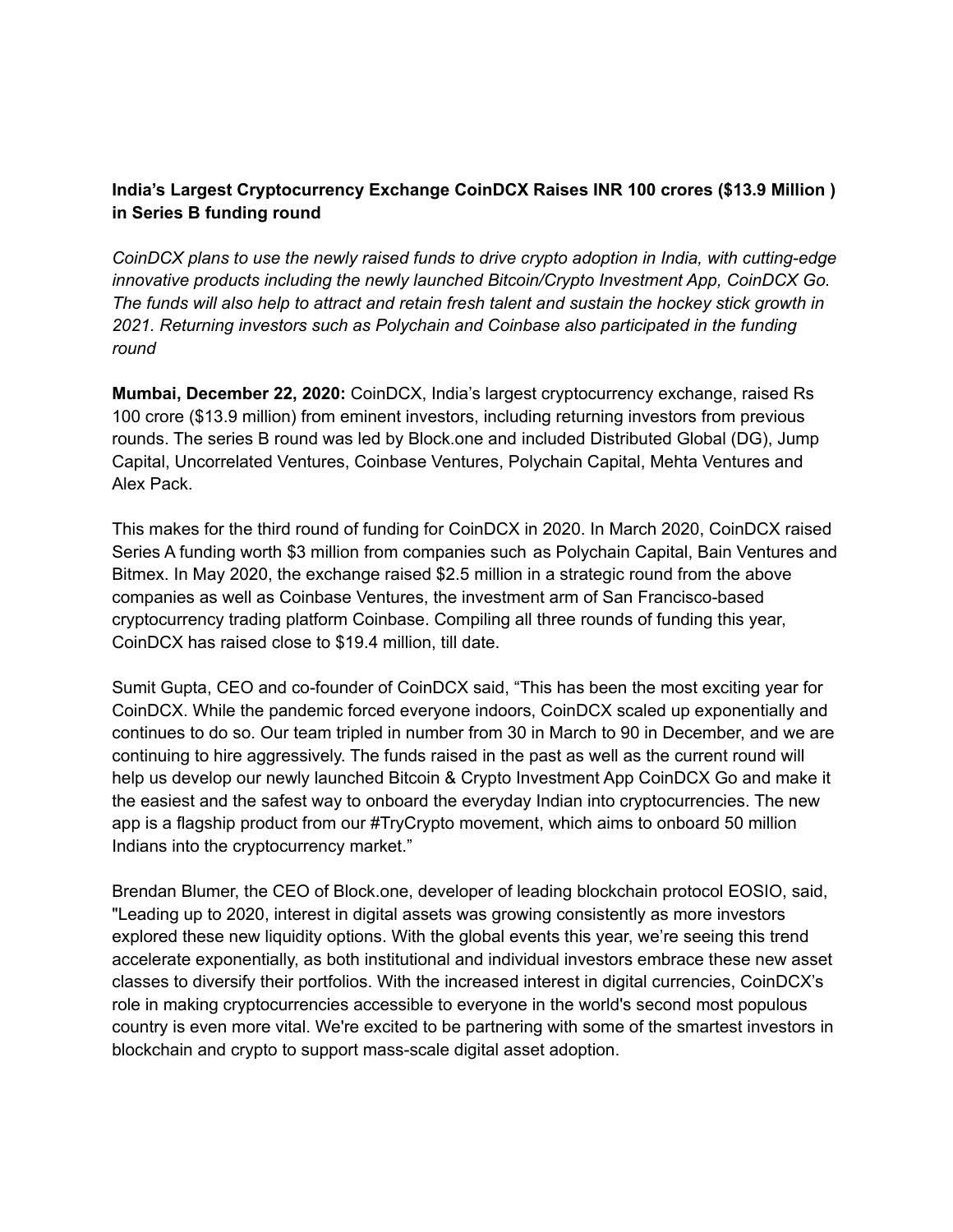**India's Largest Cryptocurrency Exchange CoinDCX Raises INR 100 crores ($13.9 Million ) in Series B funding round**

*CoinDCX plans to use the newly raised funds to drive crypto adoption in India, with cutting-edge innovative products including the newly launched Bitcoin/Crypto Investment App, CoinDCX Go. The funds will also help to attract and retain fresh talent and sustain the hockey stick growth in 2021. Returning investors such as Polychain and Coinbase also participated in the funding round*

**Mumbai, December 22, 2020:** CoinDCX, India's largest cryptocurrency exchange, raised Rs 100 crore ($13.9 million) from eminent investors, including returning investors from previous rounds. The series B round was led by Block.one and included Distributed Global (DG), Jump Capital, Uncorrelated Ventures, Coinbase Ventures, Polychain Capital, Mehta Ventures and Alex Pack.

This makes for the third round of funding for CoinDCX in 2020. In March 2020, CoinDCX raised Series A funding worth $3 million from companies such as Polychain Capital, Bain Ventures and Bitmex. In May 2020, the exchange raised $2.5 million in a strategic round from the above companies as well as Coinbase Ventures, the investment arm of San Francisco-based cryptocurrency trading platform Coinbase. Compiling all three rounds of funding this year, CoinDCX has raised close to $19.4 million, till date.

Sumit Gupta, CEO and co-founder of CoinDCX said, "This has been the most exciting year for CoinDCX. While the pandemic forced everyone indoors, CoinDCX scaled up exponentially and continues to do so. Our team tripled in number from 30 in March to 90 in December, and we are continuing to hire aggressively. The funds raised in the past as well as the current round will help us develop our newly launched Bitcoin & Crypto Investment App CoinDCX Go and make it the easiest and the safest way to onboard the everyday Indian into cryptocurrencies. The new app is a flagship product from our #TryCrypto movement, which aims to onboard 50 million Indians into the cryptocurrency market."

Brendan Blumer, the CEO of Block.one, developer of leading blockchain protocol EOSIO, said, "Leading up to 2020, interest in digital assets was growing consistently as more investors explored these new liquidity options. With the global events this year, we're seeing this trend accelerate exponentially, as both institutional and individual investors embrace these new asset classes to diversify their portfolios. With the increased interest in digital currencies, CoinDCX's role in making cryptocurrencies accessible to everyone in the world's second most populous country is even more vital. We're excited to be partnering with some of the smartest investors in blockchain and crypto to support mass-scale digital asset adoption.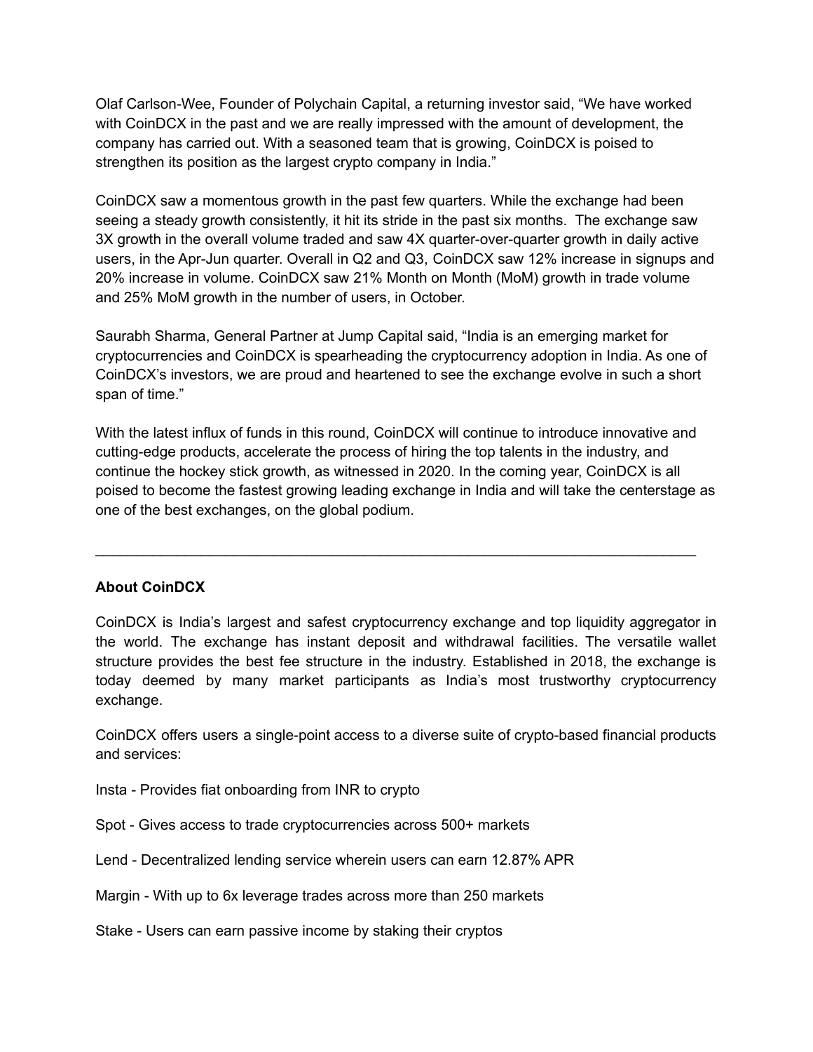Olaf Carlson-Wee, Founder of Polychain Capital, a returning investor said, “We have worked with CoinDCX in the past and we are really impressed with the amount of development, the company has carried out. With a seasoned team that is growing, CoinDCX is poised to strengthen its position as the largest crypto company in India.”

CoinDCX saw a momentous growth in the past few quarters. While the exchange had been seeing a steady growth consistently, it hit its stride in the past six months. The exchange saw 3X growth in the overall volume traded and saw 4X quarter-over-quarter growth in daily active users, in the Apr-Jun quarter. Overall in Q2 and Q3, CoinDCX saw 12% increase in signups and 20% increase in volume. CoinDCX saw 21% Month on Month (MoM) growth in trade volume and 25% MoM growth in the number of users, in October.

Saurabh Sharma, General Partner at Jump Capital said, “India is an emerging market for cryptocurrencies and CoinDCX is spearheading the cryptocurrency adoption in India. As one of CoinDCX’s investors, we are proud and heartened to see the exchange evolve in such a short span of time.”

With the latest influx of funds in this round, CoinDCX will continue to introduce innovative and cutting-edge products, accelerate the process of hiring the top talents in the industry, and continue the hockey stick growth, as witnessed in 2020. In the coming year, CoinDCX is all poised to become the fastest growing leading exchange in India and will take the centerstage as one of the best exchanges, on the global podium.

---

**About CoinDCX**

CoinDCX is India’s largest and safest cryptocurrency exchange and top liquidity aggregator in the world. The exchange has instant deposit and withdrawal facilities. The versatile wallet structure provides the best fee structure in the industry. Established in 2018, the exchange is today deemed by many market participants as India’s most trustworthy cryptocurrency exchange.

CoinDCX offers users a single-point access to a diverse suite of crypto-based financial products and services:

Insta - Provides fiat onboarding from INR to crypto

Spot - Gives access to trade cryptocurrencies across 500+ markets

Lend - Decentralized lending service wherein users can earn 12.87% APR

Margin - With up to 6x leverage trades across more than 250 markets

Stake - Users can earn passive income by staking their cryptos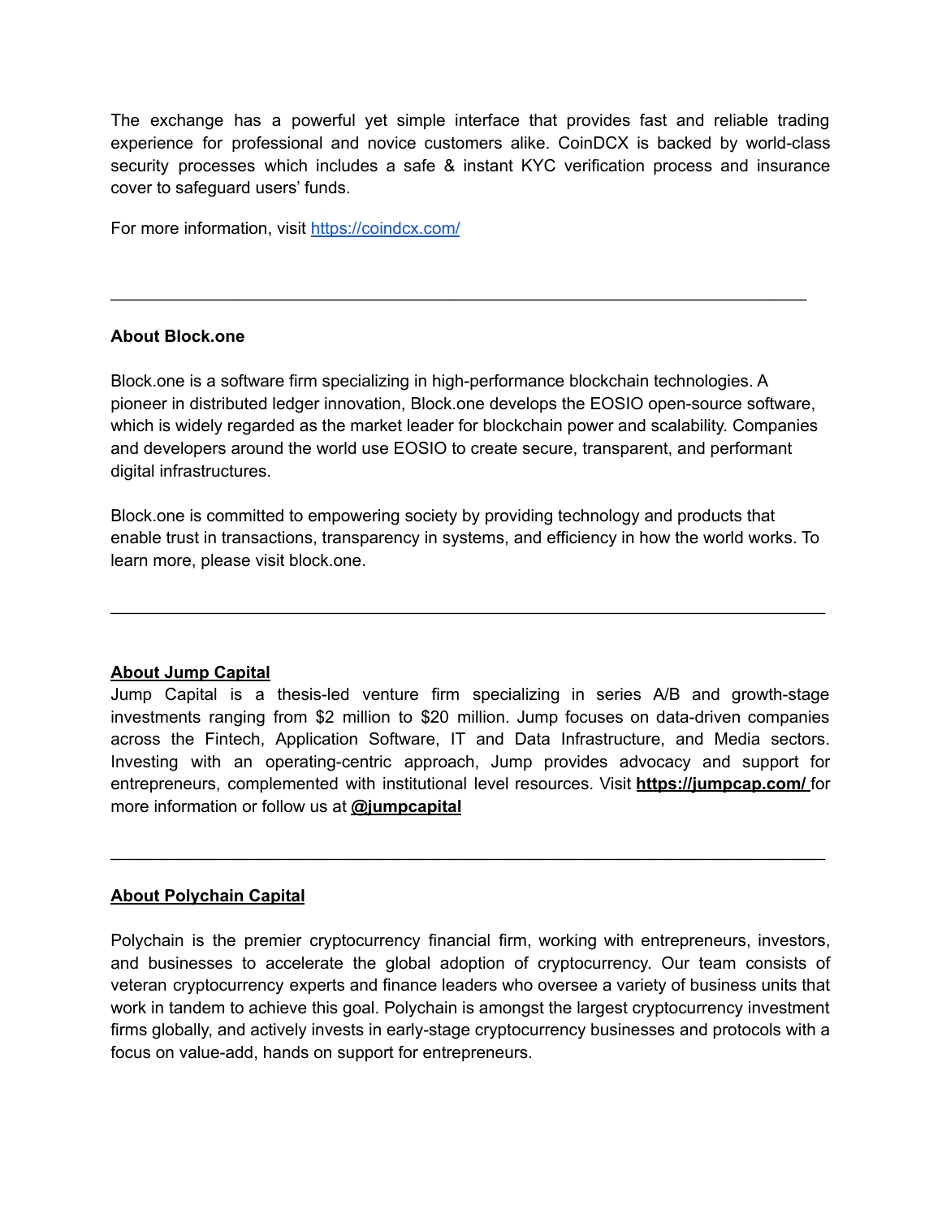The exchange has a powerful yet simple interface that provides fast and reliable trading experience for professional and novice customers alike. CoinDCX is backed by world-class security processes which includes a safe & instant KYC verification process and insurance cover to safeguard users' funds.

For more information, visit [https://coindcx.com/](https://coindcx.com/)

---

**About Block.one**

Block.one is a software firm specializing in high-performance blockchain technologies. A pioneer in distributed ledger innovation, Block.one develops the EOSIO open-source software, which is widely regarded as the market leader for blockchain power and scalability. Companies and developers around the world use EOSIO to create secure, transparent, and performant digital infrastructures.

Block.one is committed to empowering society by providing technology and products that enable trust in transactions, transparency in systems, and efficiency in how the world works. To learn more, please visit block.one.

---

**About Jump Capital**

Jump Capital is a thesis-led venture firm specializing in series A/B and growth-stage investments ranging from $2 million to $20 million. Jump focuses on data-driven companies across the Fintech, Application Software, IT and Data Infrastructure, and Media sectors. Investing with an operating-centric approach, Jump provides advocacy and support for entrepreneurs, complemented with institutional level resources. Visit **[https://jumpcap.com/](https://jumpcap.com/)** for more information or follow us at **@jumpcapital**

---

**About Polychain Capital**

Polychain is the premier cryptocurrency financial firm, working with entrepreneurs, investors, and businesses to accelerate the global adoption of cryptocurrency. Our team consists of veteran cryptocurrency experts and finance leaders who oversee a variety of business units that work in tandem to achieve this goal. Polychain is amongst the largest cryptocurrency investment firms globally, and actively invests in early-stage cryptocurrency businesses and protocols with a focus on value-add, hands on support for entrepreneurs.